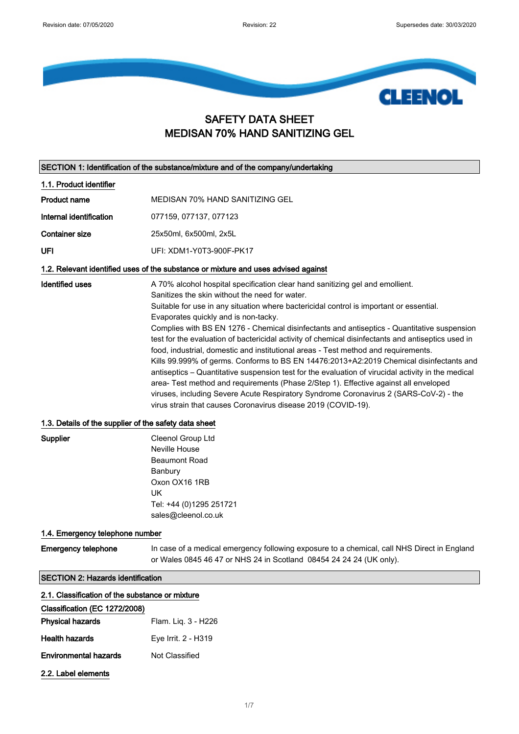# SAFETY DATA SHEET
# MEDISAN 70% HAND SANITIZING GEL

## SECTION 1: Identification of the substance/mixture and of the company/undertaking

### 1.1. Product identifier

| | |
|---|---|
| **Product name** | MEDISAN 70% HAND SANITIZING GEL |
| **Internal identification** | 077159, 077137, 077123 |
| **Container size** | 25x50ml, 6x500ml, 2x5L |
| **UFI** | UFI: XDM1-Y0T3-900F-PK17 |

### 1.2. Relevant identified uses of the substance or mixture and uses advised against

**Identified uses**

A 70% alcohol hospital specification clear hand sanitizing gel and emollient.
Sanitizes the skin without the need for water.
Suitable for use in any situation where bactericidal control is important or essential.
Evaporates quickly and is non-tacky.
Complies with BS EN 1276 - Chemical disinfectants and antiseptics - Quantitative suspension test for the evaluation of bactericidal activity of chemical disinfectants and antiseptics used in food, industrial, domestic and institutional areas - Test method and requirements.
Kills 99.999% of germs. Conforms to BS EN 14476:2013+A2:2019 Chemical disinfectants and antiseptics – Quantitative suspension test for the evaluation of virucidal activity in the medical area- Test method and requirements (Phase 2/Step 1). Effective against all enveloped viruses, including Severe Acute Respiratory Syndrome Coronavirus 2 (SARS-CoV-2) - the virus strain that causes Coronavirus disease 2019 (COVID-19).

### 1.3. Details of the supplier of the safety data sheet

**Supplier**

Cleenol Group Ltd
Neville House
Beaumont Road
Banbury
Oxon OX16 1RB
UK
Tel: +44 (0)1295 251721
sales@cleenol.co.uk

### 1.4. Emergency telephone number

**Emergency telephone**

In case of a medical emergency following exposure to a chemical, call NHS Direct in England or Wales 0845 46 47 or NHS 24 in Scotland 08454 24 24 24 (UK only).

## SECTION 2: Hazards identification

### 2.1. Classification of the substance or mixture

**Classification (EC 1272/2008)**

| | |
|---|---|
| **Physical hazards** | Flam. Liq. 3 - H226 |
| **Health hazards** | Eye Irrit. 2 - H319 |
| **Environmental hazards** | Not Classified |

### 2.2. Label elements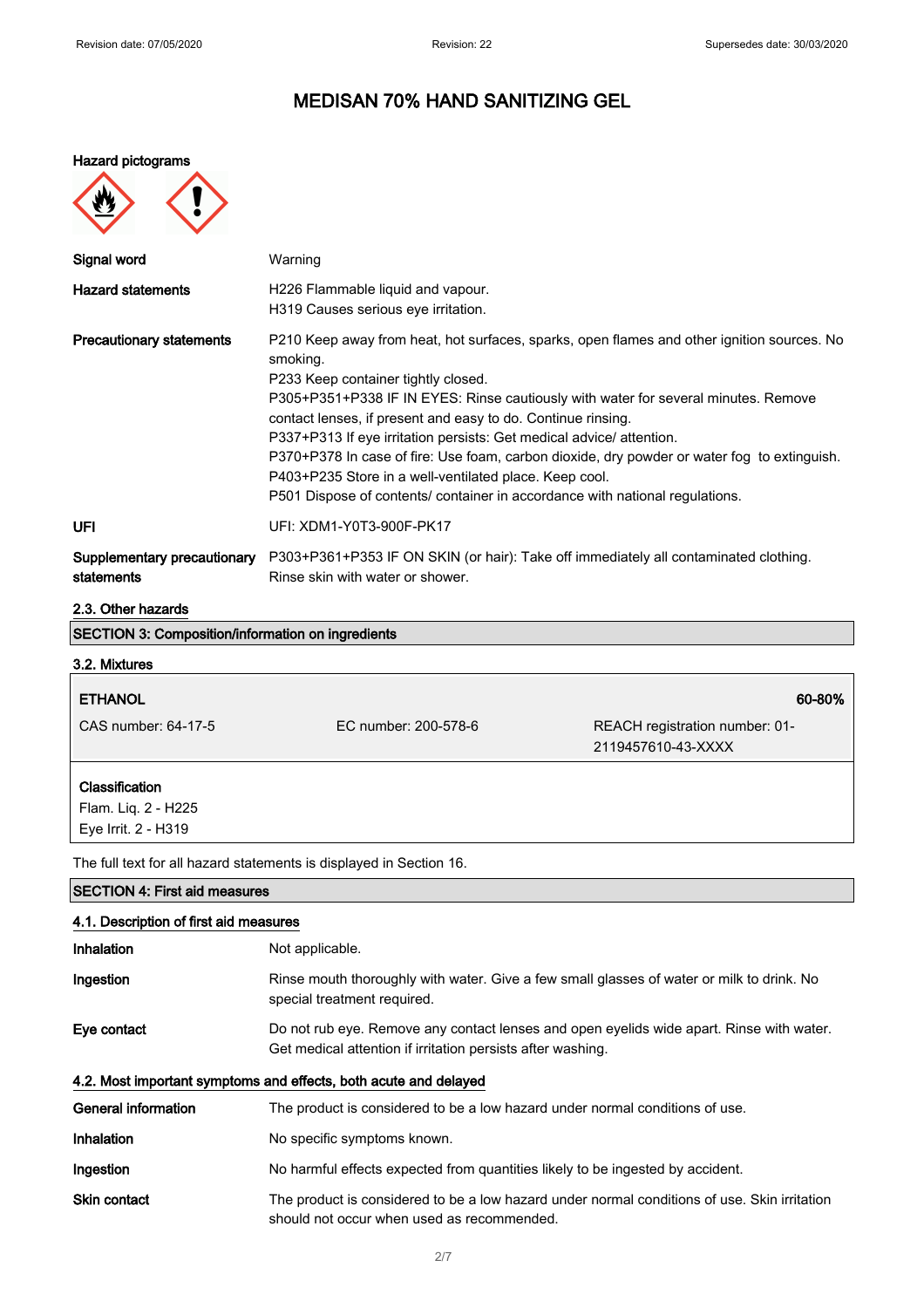# MEDISAN 70% HAND SANITIZING GEL

**Hazard pictograms**

| | |
|---|---|
| **Signal word** | Warning |
| **Hazard statements** | H226 Flammable liquid and vapour.<br>H319 Causes serious eye irritation. |
| **Precautionary statements** | P210 Keep away from heat, hot surfaces, sparks, open flames and other ignition sources. No smoking.<br>P233 Keep container tightly closed.<br>P305+P351+P338 IF IN EYES: Rinse cautiously with water for several minutes. Remove contact lenses, if present and easy to do. Continue rinsing.<br>P337+P313 If eye irritation persists: Get medical advice/ attention.<br>P370+P378 In case of fire: Use foam, carbon dioxide, dry powder or water fog to extinguish.<br>P403+P235 Store in a well-ventilated place. Keep cool.<br>P501 Dispose of contents/ container in accordance with national regulations. |
| **UFI** | UFI: XDM1-Y0T3-900F-PK17 |
| **Supplementary precautionary statements** | P303+P361+P353 IF ON SKIN (or hair): Take off immediately all contaminated clothing. Rinse skin with water or shower. |

### 2.3. Other hazards

## SECTION 3: Composition/information on ingredients

### 3.2. Mixtures

| **ETHANOL** | | **60-80%** |
|---|---|---|
| CAS number: 64-17-5 | EC number: 200-578-6 | REACH registration number: 01-2119457610-43-XXXX |

**Classification**
Flam. Liq. 2 - H225
Eye Irrit. 2 - H319

The full text for all hazard statements is displayed in Section 16.

## SECTION 4: First aid measures

### 4.1. Description of first aid measures

| | |
|---|---|
| **Inhalation** | Not applicable. |
| **Ingestion** | Rinse mouth thoroughly with water. Give a few small glasses of water or milk to drink. No special treatment required. |
| **Eye contact** | Do not rub eye. Remove any contact lenses and open eyelids wide apart. Rinse with water. Get medical attention if irritation persists after washing. |

### 4.2. Most important symptoms and effects, both acute and delayed

| | |
|---|---|
| **General information** | The product is considered to be a low hazard under normal conditions of use. |
| **Inhalation** | No specific symptoms known. |
| **Ingestion** | No harmful effects expected from quantities likely to be ingested by accident. |
| **Skin contact** | The product is considered to be a low hazard under normal conditions of use. Skin irritation should not occur when used as recommended. |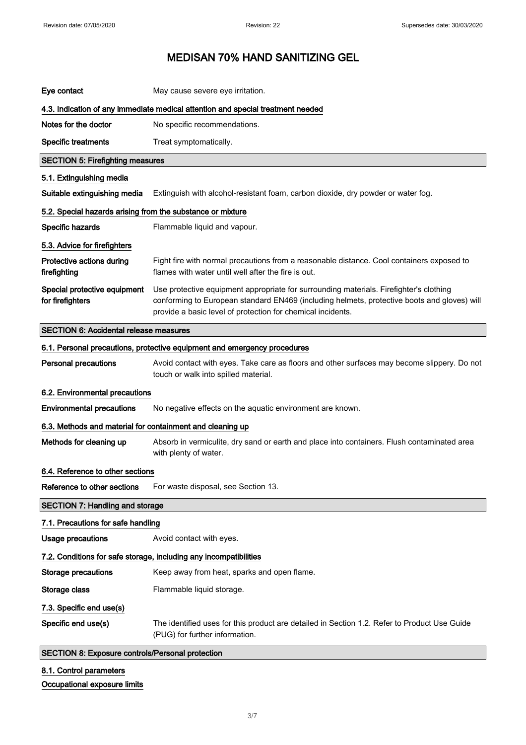| | |
|---|---|
| **Eye contact** | May cause severe eye irritation. |

### 4.3. Indication of any immediate medical attention and special treatment needed

| | |
|---|---|
| **Notes for the doctor** | No specific recommendations. |
| **Specific treatments** | Treat symptomatically. |

## SECTION 5: Firefighting measures

### 5.1. Extinguishing media

| | |
|---|---|
| **Suitable extinguishing media** | Extinguish with alcohol-resistant foam, carbon dioxide, dry powder or water fog. |

### 5.2. Special hazards arising from the substance or mixture

| | |
|---|---|
| **Specific hazards** | Flammable liquid and vapour. |

### 5.3. Advice for firefighters

| | |
|---|---|
| **Protective actions during firefighting** | Fight fire with normal precautions from a reasonable distance. Cool containers exposed to flames with water until well after the fire is out. |
| **Special protective equipment for firefighters** | Use protective equipment appropriate for surrounding materials. Firefighter's clothing conforming to European standard EN469 (including helmets, protective boots and gloves) will provide a basic level of protection for chemical incidents. |

## SECTION 6: Accidental release measures

### 6.1. Personal precautions, protective equipment and emergency procedures

| | |
|---|---|
| **Personal precautions** | Avoid contact with eyes. Take care as floors and other surfaces may become slippery. Do not touch or walk into spilled material. |

### 6.2. Environmental precautions

| | |
|---|---|
| **Environmental precautions** | No negative effects on the aquatic environment are known. |

### 6.3. Methods and material for containment and cleaning up

| | |
|---|---|
| **Methods for cleaning up** | Absorb in vermiculite, dry sand or earth and place into containers. Flush contaminated area with plenty of water. |

### 6.4. Reference to other sections

| | |
|---|---|
| **Reference to other sections** | For waste disposal, see Section 13. |

## SECTION 7: Handling and storage

### 7.1. Precautions for safe handling

| | |
|---|---|
| **Usage precautions** | Avoid contact with eyes. |

### 7.2. Conditions for safe storage, including any incompatibilities

| | |
|---|---|
| **Storage precautions** | Keep away from heat, sparks and open flame. |
| **Storage class** | Flammable liquid storage. |

### 7.3. Specific end use(s)

| | |
|---|---|
| **Specific end use(s)** | The identified uses for this product are detailed in Section 1.2. Refer to Product Use Guide (PUG) for further information. |

## SECTION 8: Exposure controls/Personal protection

### 8.1. Control parameters

**Occupational exposure limits**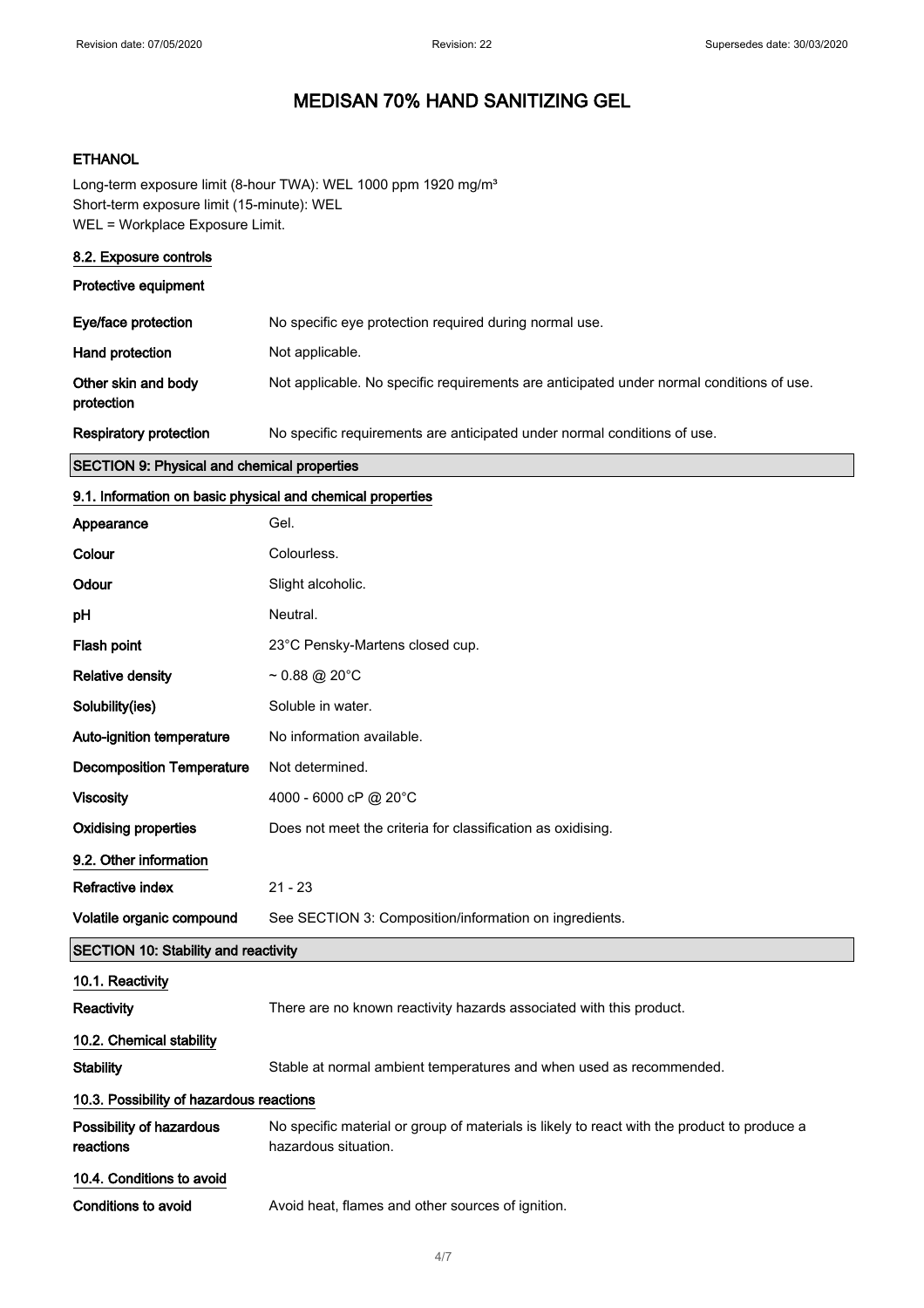# MEDISAN 70% HAND SANITIZING GEL

**ETHANOL**

Long-term exposure limit (8-hour TWA): WEL 1000 ppm 1920 mg/m³
Short-term exposure limit (15-minute): WEL
WEL = Workplace Exposure Limit.

### 8.2. Exposure controls

**Protective equipment**

| | |
|---|---|
| **Eye/face protection** | No specific eye protection required during normal use. |
| **Hand protection** | Not applicable. |
| **Other skin and body protection** | Not applicable. No specific requirements are anticipated under normal conditions of use. |
| **Respiratory protection** | No specific requirements are anticipated under normal conditions of use. |

## SECTION 9: Physical and chemical properties

### 9.1. Information on basic physical and chemical properties

| | |
|---|---|
| **Appearance** | Gel. |
| **Colour** | Colourless. |
| **Odour** | Slight alcoholic. |
| **pH** | Neutral. |
| **Flash point** | 23°C Pensky-Martens closed cup. |
| **Relative density** | ~ 0.88 @ 20°C |
| **Solubility(ies)** | Soluble in water. |
| **Auto-ignition temperature** | No information available. |
| **Decomposition Temperature** | Not determined. |
| **Viscosity** | 4000 - 6000 cP @ 20°C |
| **Oxidising properties** | Does not meet the criteria for classification as oxidising. |

### 9.2. Other information

| | |
|---|---|
| **Refractive index** | 21 - 23 |
| **Volatile organic compound** | See SECTION 3: Composition/information on ingredients. |

## SECTION 10: Stability and reactivity

### 10.1. Reactivity

| | |
|---|---|
| **Reactivity** | There are no known reactivity hazards associated with this product. |

### 10.2. Chemical stability

| | |
|---|---|
| **Stability** | Stable at normal ambient temperatures and when used as recommended. |

### 10.3. Possibility of hazardous reactions

| | |
|---|---|
| **Possibility of hazardous reactions** | No specific material or group of materials is likely to react with the product to produce a hazardous situation. |

### 10.4. Conditions to avoid

| | |
|---|---|
| **Conditions to avoid** | Avoid heat, flames and other sources of ignition. |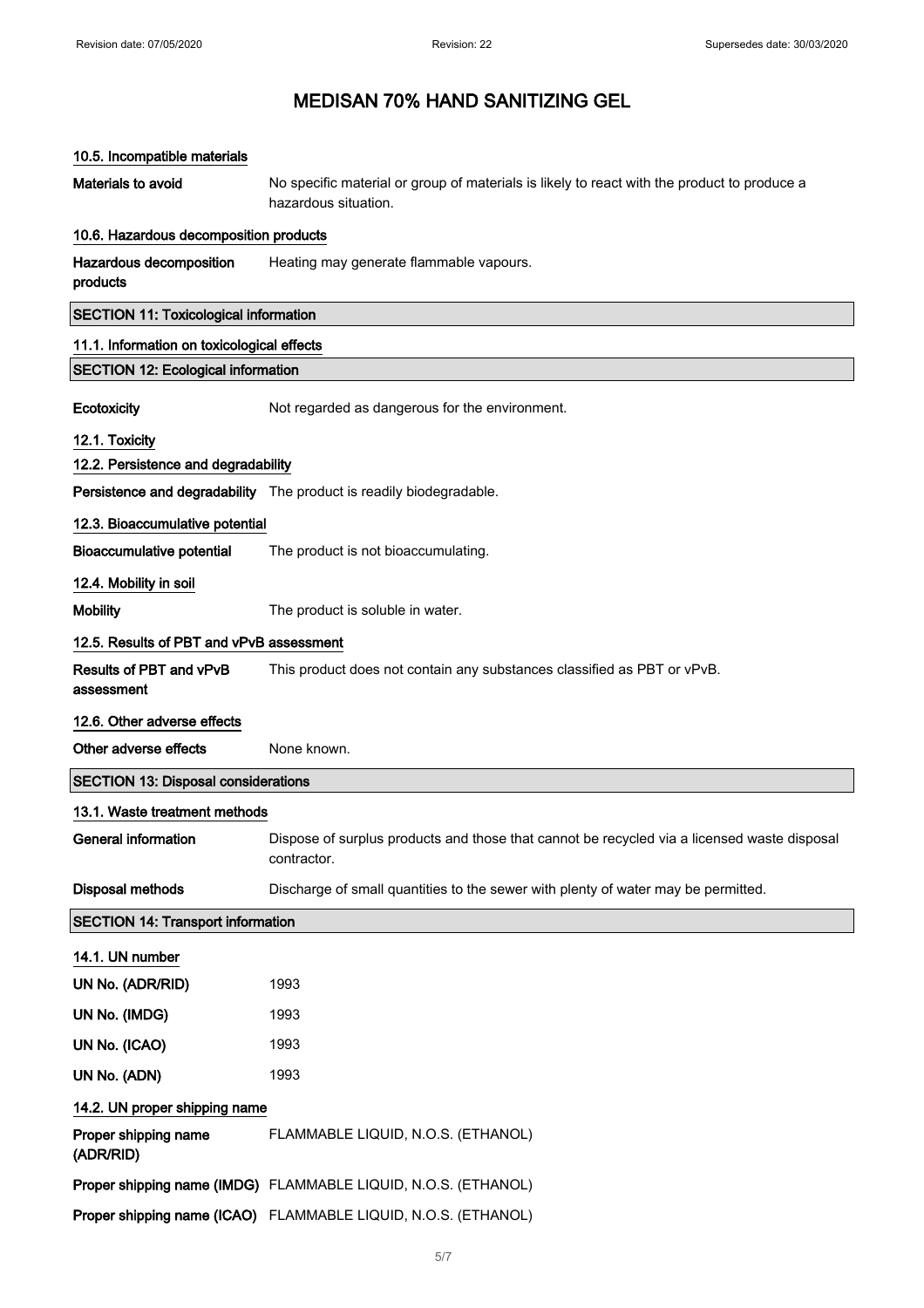# MEDISAN 70% HAND SANITIZING GEL

#### 10.5. Incompatible materials

**Materials to avoid** No specific material or group of materials is likely to react with the product to produce a hazardous situation.

#### 10.6. Hazardous decomposition products

**Hazardous decomposition products** Heating may generate flammable vapours.

## SECTION 11: Toxicological information

#### 11.1. Information on toxicological effects

## SECTION 12: Ecological information

**Ecotoxicity** Not regarded as dangerous for the environment.

#### 12.1. Toxicity

#### 12.2. Persistence and degradability

**Persistence and degradability** The product is readily biodegradable.

#### 12.3. Bioaccumulative potential

**Bioaccumulative potential** The product is not bioaccumulating.

#### 12.4. Mobility in soil

**Mobility** The product is soluble in water.

#### 12.5. Results of PBT and vPvB assessment

**Results of PBT and vPvB assessment** This product does not contain any substances classified as PBT or vPvB.

#### 12.6. Other adverse effects

**Other adverse effects** None known.

## SECTION 13: Disposal considerations

#### 13.1. Waste treatment methods

**General information** Dispose of surplus products and those that cannot be recycled via a licensed waste disposal contractor.

**Disposal methods** Discharge of small quantities to the sewer with plenty of water may be permitted.

## SECTION 14: Transport information

#### 14.1. UN number

**UN No. (ADR/RID)** 1993

**UN No. (IMDG)** 1993

**UN No. (ICAO)** 1993

**UN No. (ADN)** 1993

#### 14.2. UN proper shipping name

**Proper shipping name (ADR/RID)** FLAMMABLE LIQUID, N.O.S. (ETHANOL)

**Proper shipping name (IMDG)** FLAMMABLE LIQUID, N.O.S. (ETHANOL)

**Proper shipping name (ICAO)** FLAMMABLE LIQUID, N.O.S. (ETHANOL)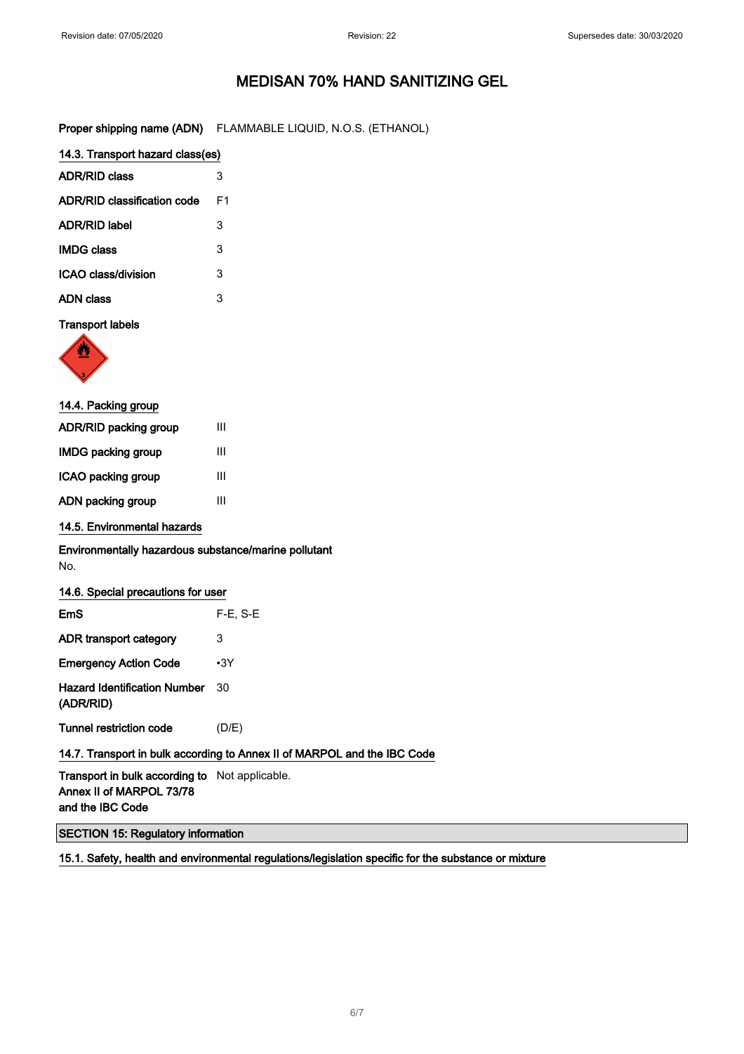# MEDISAN 70% HAND SANITIZING GEL

| | |
|---|---|
| **Proper shipping name (ADN)** | FLAMMABLE LIQUID, N.O.S. (ETHANOL) |

## 14.3. Transport hazard class(es)

| | |
|---|---|
| **ADR/RID class** | 3 |
| **ADR/RID classification code** | F1 |
| **ADR/RID label** | 3 |
| **IMDG class** | 3 |
| **ICAO class/division** | 3 |
| **ADN class** | 3 |

**Transport labels**

## 14.4. Packing group

| | |
|---|---|
| **ADR/RID packing group** | III |
| **IMDG packing group** | III |
| **ICAO packing group** | III |
| **ADN packing group** | III |

## 14.5. Environmental hazards

**Environmentally hazardous substance/marine pollutant**

No.

## 14.6. Special precautions for user

| | |
|---|---|
| **EmS** | F-E, S-E |
| **ADR transport category** | 3 |
| **Emergency Action Code** | •3Y |
| **Hazard Identification Number (ADR/RID)** | 30 |
| **Tunnel restriction code** | (D/E) |

## 14.7. Transport in bulk according to Annex II of MARPOL and the IBC Code

| | |
|---|---|
| **Transport in bulk according to Annex II of MARPOL 73/78 and the IBC Code** | Not applicable. |

# SECTION 15: Regulatory information

## 15.1. Safety, health and environmental regulations/legislation specific for the substance or mixture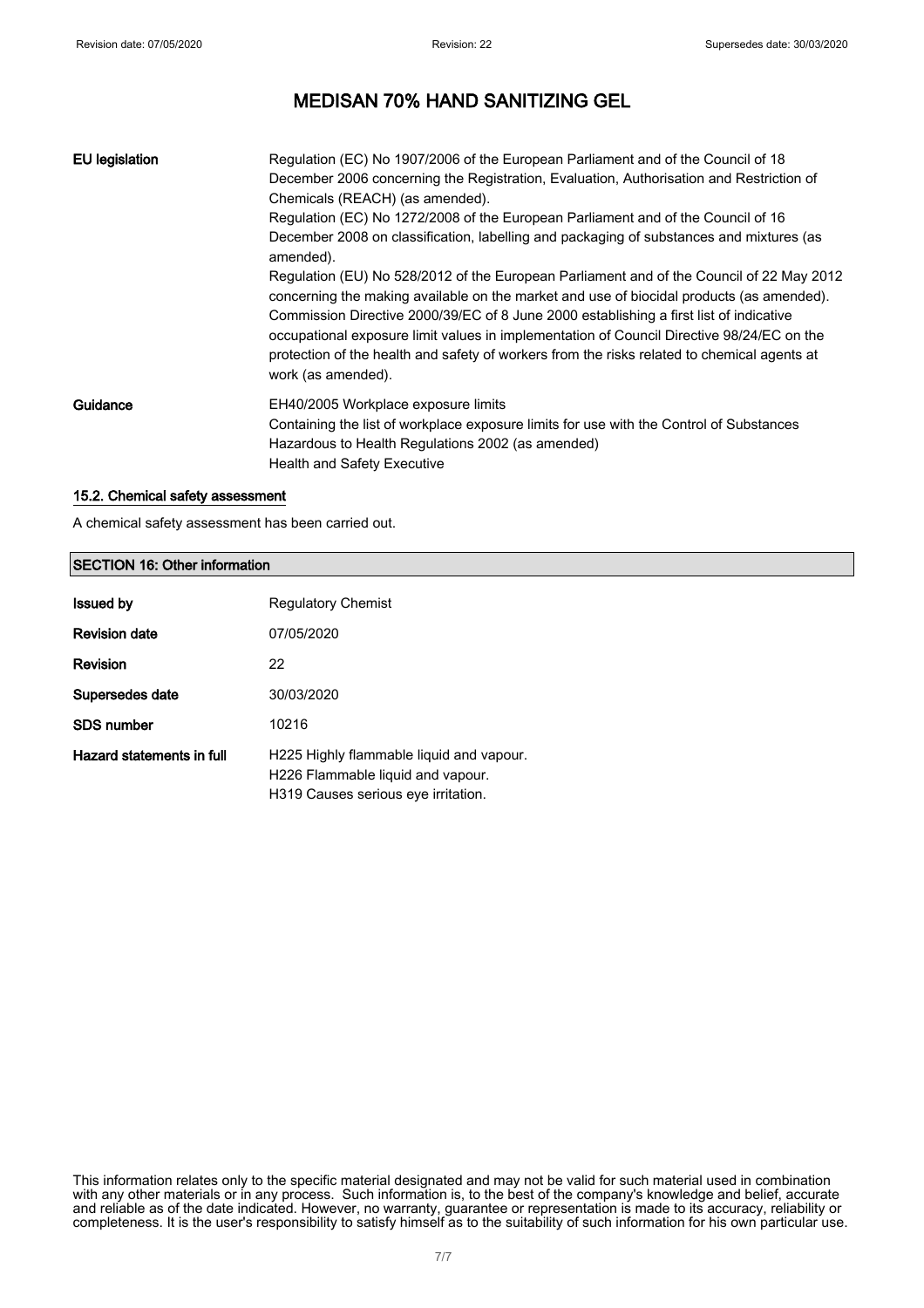# MEDISAN 70% HAND SANITIZING GEL

| | |
|---|---|
| **EU legislation** | Regulation (EC) No 1907/2006 of the European Parliament and of the Council of 18 December 2006 concerning the Registration, Evaluation, Authorisation and Restriction of Chemicals (REACH) (as amended). Regulation (EC) No 1272/2008 of the European Parliament and of the Council of 16 December 2008 on classification, labelling and packaging of substances and mixtures (as amended). Regulation (EU) No 528/2012 of the European Parliament and of the Council of 22 May 2012 concerning the making available on the market and use of biocidal products (as amended). Commission Directive 2000/39/EC of 8 June 2000 establishing a first list of indicative occupational exposure limit values in implementation of Council Directive 98/24/EC on the protection of the health and safety of workers from the risks related to chemical agents at work (as amended). |
| **Guidance** | EH40/2005 Workplace exposure limits<br>Containing the list of workplace exposure limits for use with the Control of Substances Hazardous to Health Regulations 2002 (as amended)<br>Health and Safety Executive |

### 15.2. Chemical safety assessment

A chemical safety assessment has been carried out.

## SECTION 16: Other information

| | |
|---|---|
| **Issued by** | Regulatory Chemist |
| **Revision date** | 07/05/2020 |
| **Revision** | 22 |
| **Supersedes date** | 30/03/2020 |
| **SDS number** | 10216 |
| **Hazard statements in full** | H225 Highly flammable liquid and vapour.<br>H226 Flammable liquid and vapour.<br>H319 Causes serious eye irritation. |

This information relates only to the specific material designated and may not be valid for such material used in combination with any other materials or in any process. Such information is, to the best of the company's knowledge and belief, accurate and reliable as of the date indicated. However, no warranty, guarantee or representation is made to its accuracy, reliability or completeness. It is the user's responsibility to satisfy himself as to the suitability of such information for his own particular use.